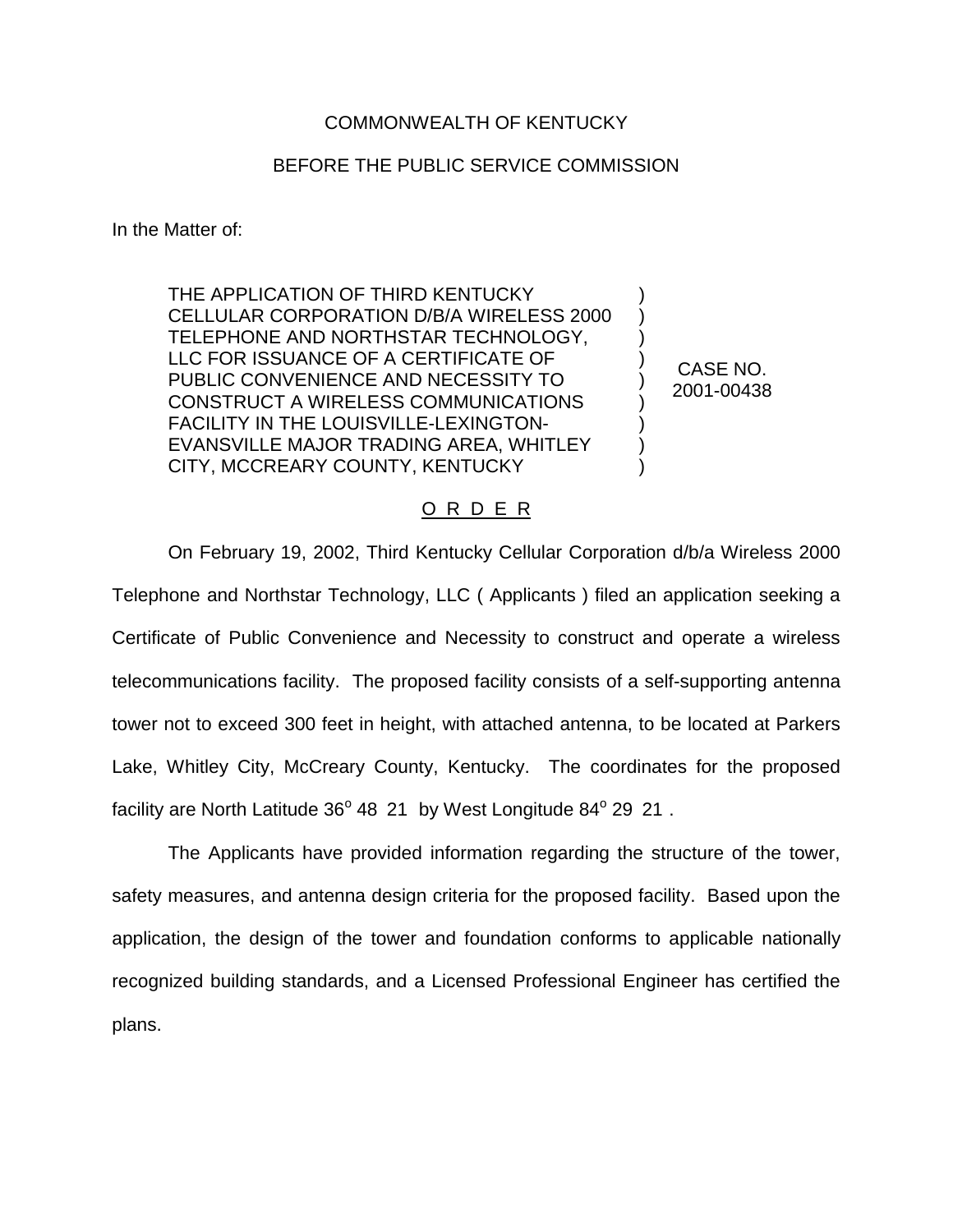COMMONWEALTH OF KENTUCKY

BEFORE THE PUBLIC SERVICE COMMISSION

In the Matter of:

| | | |
|---|---|---|
| THE APPLICATION OF THIRD KENTUCKY CELLULAR CORPORATION D/B/A WIRELESS 2000 TELEPHONE AND NORTHSTAR TECHNOLOGY, LLC FOR ISSUANCE OF A CERTIFICATE OF PUBLIC CONVENIENCE AND NECESSITY TO CONSTRUCT A WIRELESS COMMUNICATIONS FACILITY IN THE LOUISVILLE-LEXINGTON-EVANSVILLE MAJOR TRADING AREA, WHITLEY CITY, MCCREARY COUNTY, KENTUCKY | ) | CASE NO. 2001-00438 |

O R D E R

On February 19, 2002, Third Kentucky Cellular Corporation d/b/a Wireless 2000 Telephone and Northstar Technology, LLC ( Applicants ) filed an application seeking a Certificate of Public Convenience and Necessity to construct and operate a wireless telecommunications facility. The proposed facility consists of a self-supporting antenna tower not to exceed 300 feet in height, with attached antenna, to be located at Parkers Lake, Whitley City, McCreary County, Kentucky. The coordinates for the proposed facility are North Latitude 36$^{o}$ 48 21 by West Longitude 84$^{o}$ 29 21 .

The Applicants have provided information regarding the structure of the tower, safety measures, and antenna design criteria for the proposed facility. Based upon the application, the design of the tower and foundation conforms to applicable nationally recognized building standards, and a Licensed Professional Engineer has certified the plans.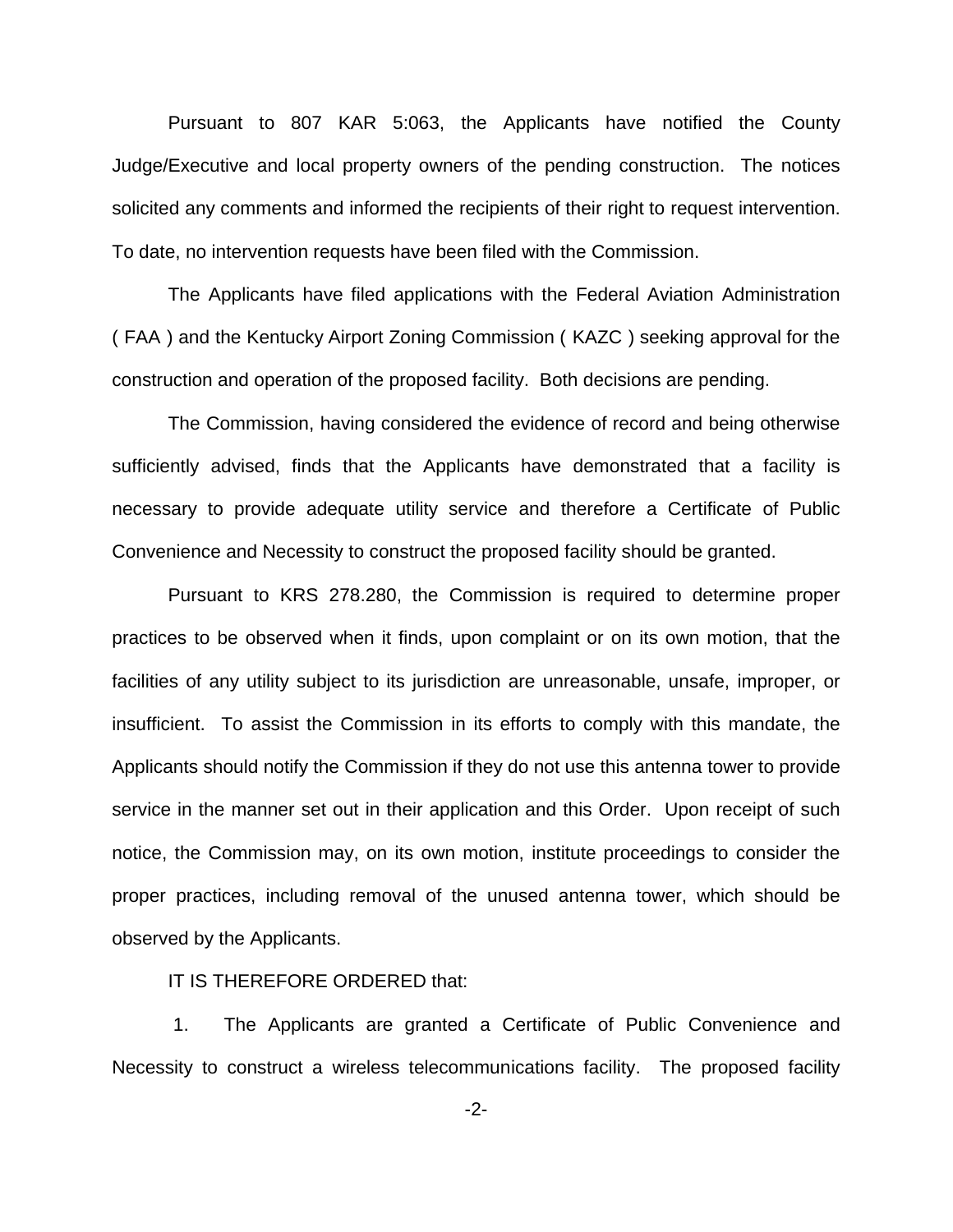Pursuant to 807 KAR 5:063, the Applicants have notified the County Judge/Executive and local property owners of the pending construction. The notices solicited any comments and informed the recipients of their right to request intervention. To date, no intervention requests have been filed with the Commission.

The Applicants have filed applications with the Federal Aviation Administration ( FAA ) and the Kentucky Airport Zoning Commission ( KAZC ) seeking approval for the construction and operation of the proposed facility. Both decisions are pending.

The Commission, having considered the evidence of record and being otherwise sufficiently advised, finds that the Applicants have demonstrated that a facility is necessary to provide adequate utility service and therefore a Certificate of Public Convenience and Necessity to construct the proposed facility should be granted.

Pursuant to KRS 278.280, the Commission is required to determine proper practices to be observed when it finds, upon complaint or on its own motion, that the facilities of any utility subject to its jurisdiction are unreasonable, unsafe, improper, or insufficient. To assist the Commission in its efforts to comply with this mandate, the Applicants should notify the Commission if they do not use this antenna tower to provide service in the manner set out in their application and this Order. Upon receipt of such notice, the Commission may, on its own motion, institute proceedings to consider the proper practices, including removal of the unused antenna tower, which should be observed by the Applicants.

IT IS THEREFORE ORDERED that:

1. The Applicants are granted a Certificate of Public Convenience and Necessity to construct a wireless telecommunications facility. The proposed facility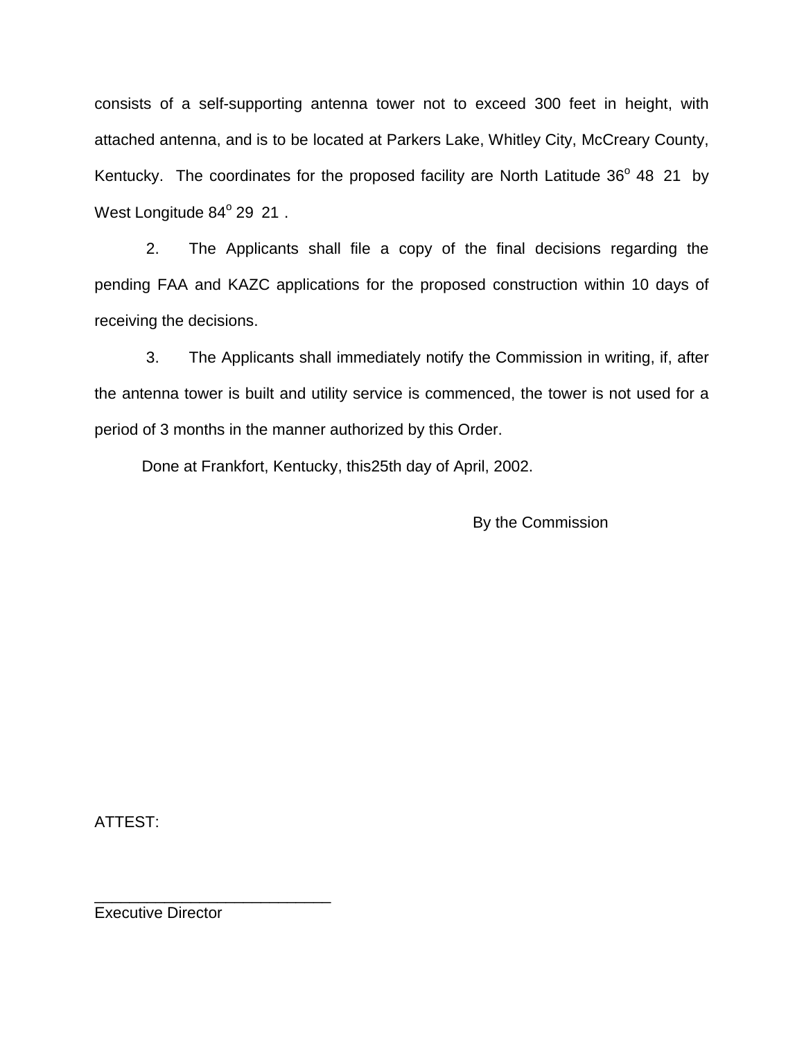consists of a self-supporting antenna tower not to exceed 300 feet in height, with attached antenna, and is to be located at Parkers Lake, Whitley City, McCreary County, Kentucky. The coordinates for the proposed facility are North Latitude 36° 48 21 by West Longitude 84° 29 21 .

2. The Applicants shall file a copy of the final decisions regarding the pending FAA and KAZC applications for the proposed construction within 10 days of receiving the decisions.

3. The Applicants shall immediately notify the Commission in writing, if, after the antenna tower is built and utility service is commenced, the tower is not used for a period of 3 months in the manner authorized by this Order.

Done at Frankfort, Kentucky, this25th day of April, 2002.

By the Commission

ATTEST:

___________________________
Executive Director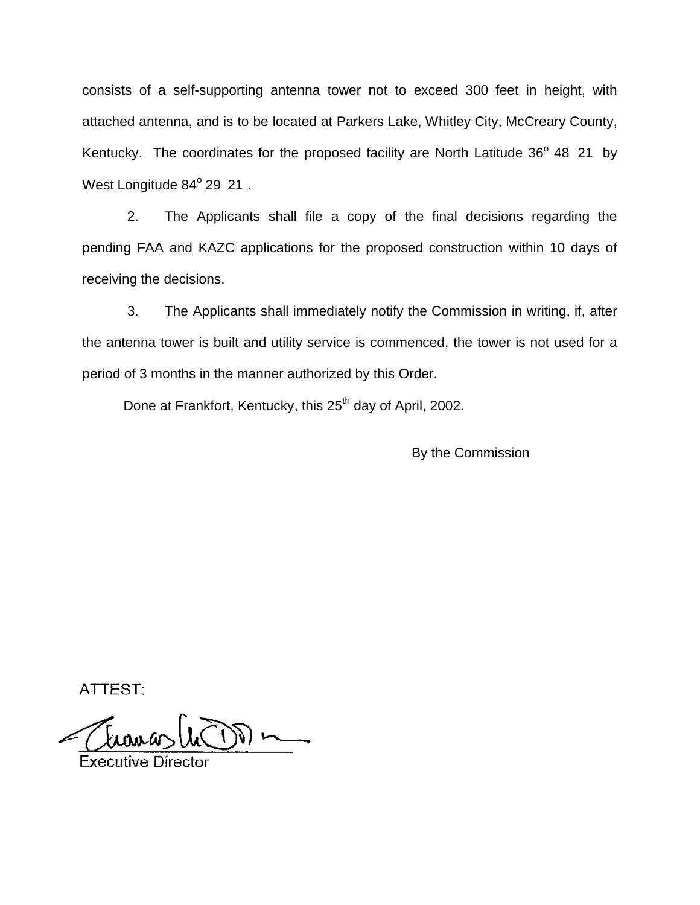consists of a self-supporting antenna tower not to exceed 300 feet in height, with attached antenna, and is to be located at Parkers Lake, Whitley City, McCreary County, Kentucky. The coordinates for the proposed facility are North Latitude 36° 48 21 by West Longitude 84° 29 21 .

2. The Applicants shall file a copy of the final decisions regarding the pending FAA and KAZC applications for the proposed construction within 10 days of receiving the decisions.

3. The Applicants shall immediately notify the Commission in writing, if, after the antenna tower is built and utility service is commenced, the tower is not used for a period of 3 months in the manner authorized by this Order.

Done at Frankfort, Kentucky, this 25th day of April, 2002.

By the Commission

ATTEST:

Executive Director